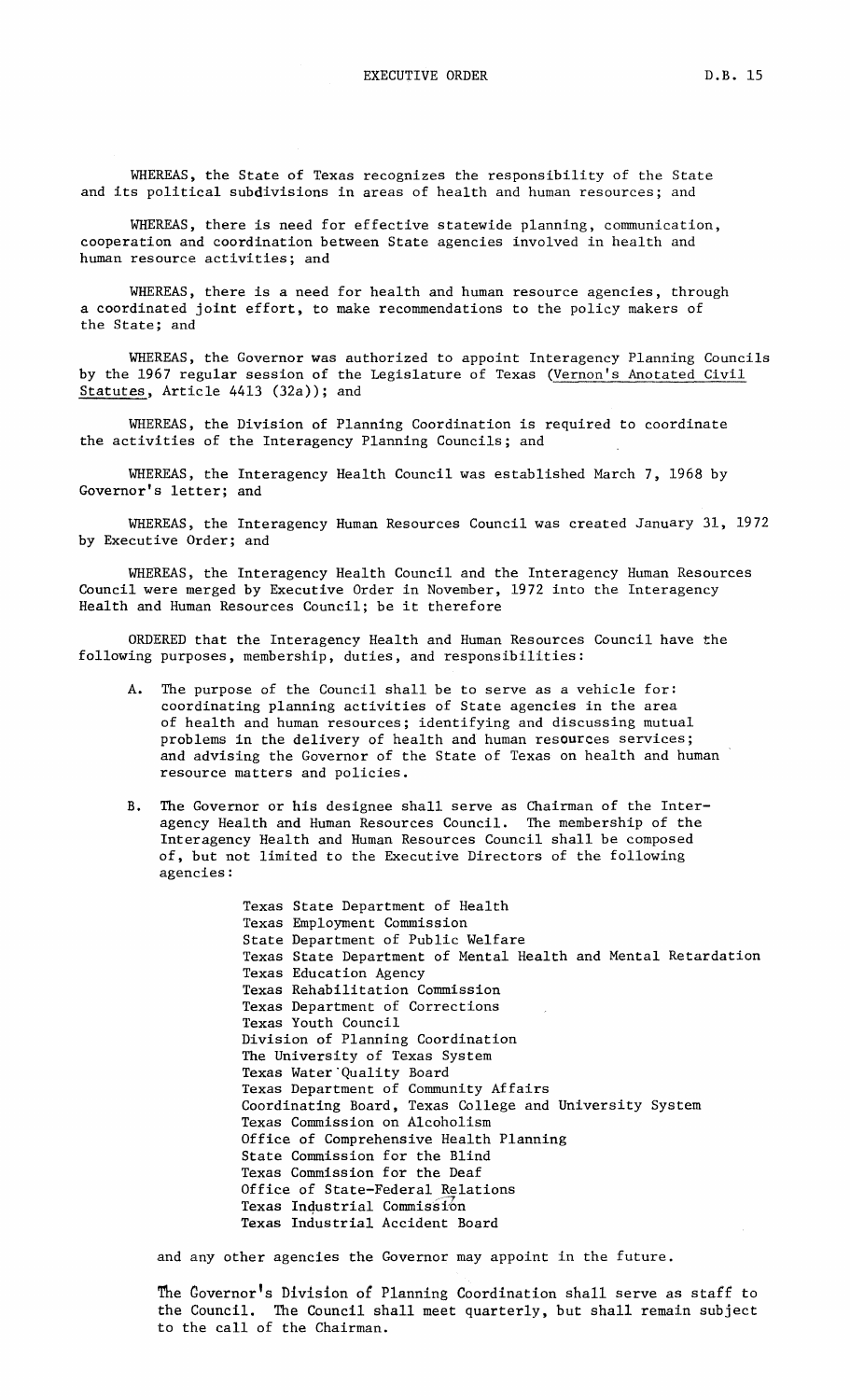# EXECUTIVE ORDER

D.B. 15

WHEREAS, the State of Texas recognizes the responsibility of the State and its political subdivisions in areas of health and human resources; and

WHEREAS, there is need for effective statewide planning, communication, cooperation and coordination between State agencies involved in health and human resource activities; and

WHEREAS, there is a need for health and human resource agencies, through a coordinated joint effort, to make recommendations to the policy makers of the State; and

WHEREAS, the Governor was authorized to appoint Interagency Planning Councils by the 1967 regular session of the Legislature of Texas (Vernon's Anotated Civil Statutes, Article 4413 (32a)); and

WHEREAS, the Division of Planning Coordination is required to coordinate the activities of the Interagency Planning Councils; and

WHEREAS, the Interagency Health Council was established March 7, 1968 by Governor's letter; and

WHEREAS, the Interagency Human Resources Council was created January 31, 1972 by Executive Order; and

WHEREAS, the Interagency Health Council and the Interagency Human Resources Council were merged by Executive Order in November, 1972 into the Interagency Health and Human Resources Council; be it therefore

ORDERED that the Interagency Health and Human Resources Council have the following purposes, membership, duties, and responsibilities:

A. The purpose of the Council shall be to serve as a vehicle for: coordinating planning activities of State agencies in the area of health and human resources; identifying and discussing mutual problems in the delivery of health and human resources services; and advising the Governor of the State of Texas on health and human resource matters and policies.

B. The Governor or his designee shall serve as Chairman of the Interagency Health and Human Resources Council. The membership of the Interagency Health and Human Resources Council shall be composed of, but not limited to the Executive Directors of the following agencies:

Texas State Department of Health
Texas Employment Commission
State Department of Public Welfare
Texas State Department of Mental Health and Mental Retardation
Texas Education Agency
Texas Rehabilitation Commission
Texas Department of Corrections
Texas Youth Council
Division of Planning Coordination
The University of Texas System
Texas Water Quality Board
Texas Department of Community Affairs
Coordinating Board, Texas College and University System
Texas Commission on Alcoholism
Office of Comprehensive Health Planning
State Commission for the Blind
Texas Commission for the Deaf
Office of State-Federal Relations
Texas Industrial Commission
Texas Industrial Accident Board

and any other agencies the Governor may appoint in the future.

The Governor's Division of Planning Coordination shall serve as staff to the Council. The Council shall meet quarterly, but shall remain subject to the call of the Chairman.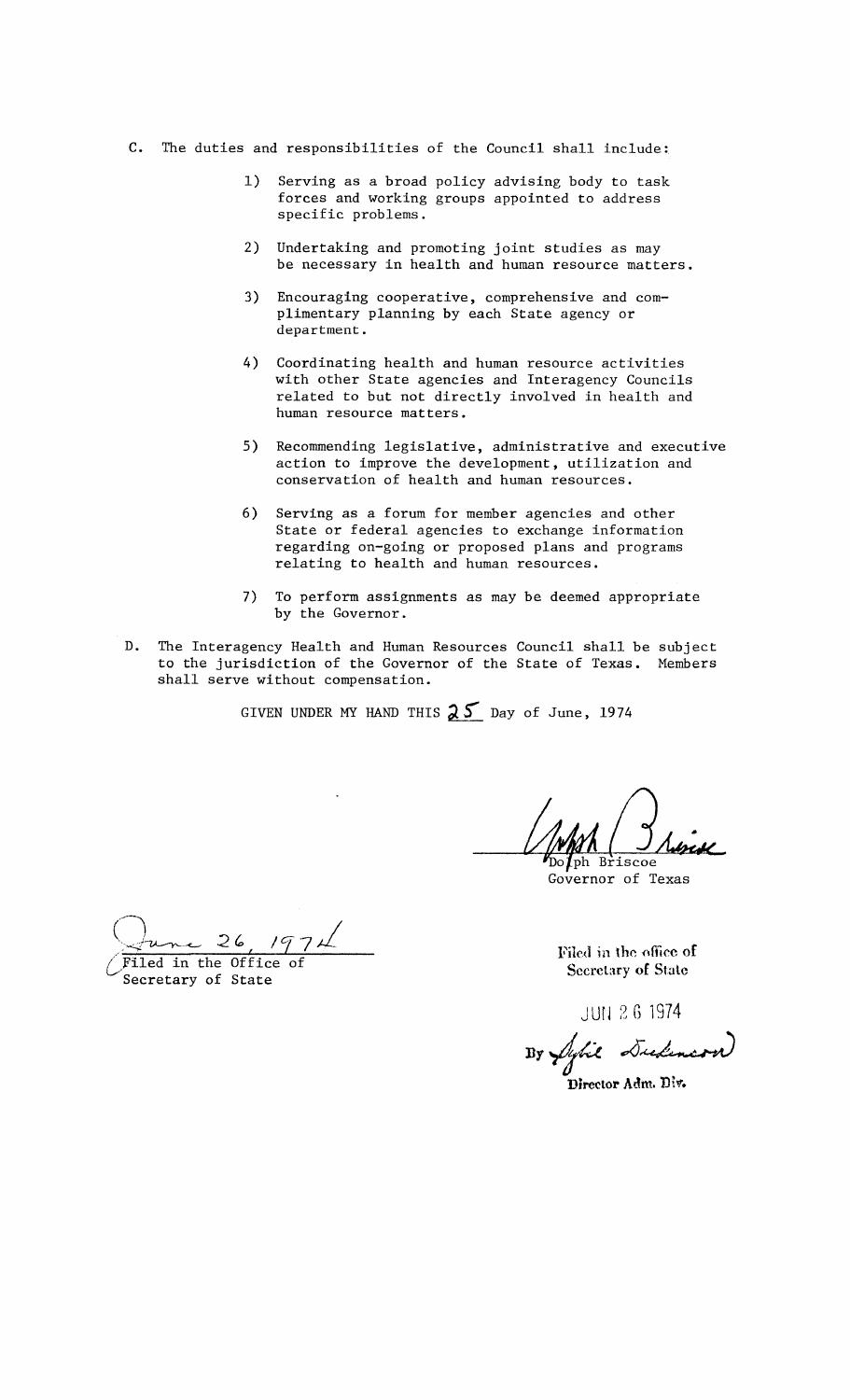C. The duties and responsibilities of the Council shall include:

1) Serving as a broad policy advising body to task forces and working groups appointed to address specific problems.

2) Undertaking and promoting joint studies as may be necessary in health and human resource matters.

3) Encouraging cooperative, comprehensive and complimentary planning by each State agency or department.

4) Coordinating health and human resource activities with other State agencies and Interagency Councils related to but not directly involved in health and human resource matters.

5) Recommending legislative, administrative and executive action to improve the development, utilization and conservation of health and human resources.

6) Serving as a forum for member agencies and other State or federal agencies to exchange information regarding on-going or proposed plans and programs relating to health and human resources.

7) To perform assignments as may be deemed appropriate by the Governor.

D. The Interagency Health and Human Resources Council shall be subject to the jurisdiction of the Governor of the State of Texas. Members shall serve without compensation.

GIVEN UNDER MY HAND THIS 25 Day of June, 1974

Dolph Briscoe
Governor of Texas

June 26, 1974
Filed in the Office of Secretary of State

Filed in the office of Secretary of State

JUN 26 1974

By Sybil Dickerson
Director Adm. Div.